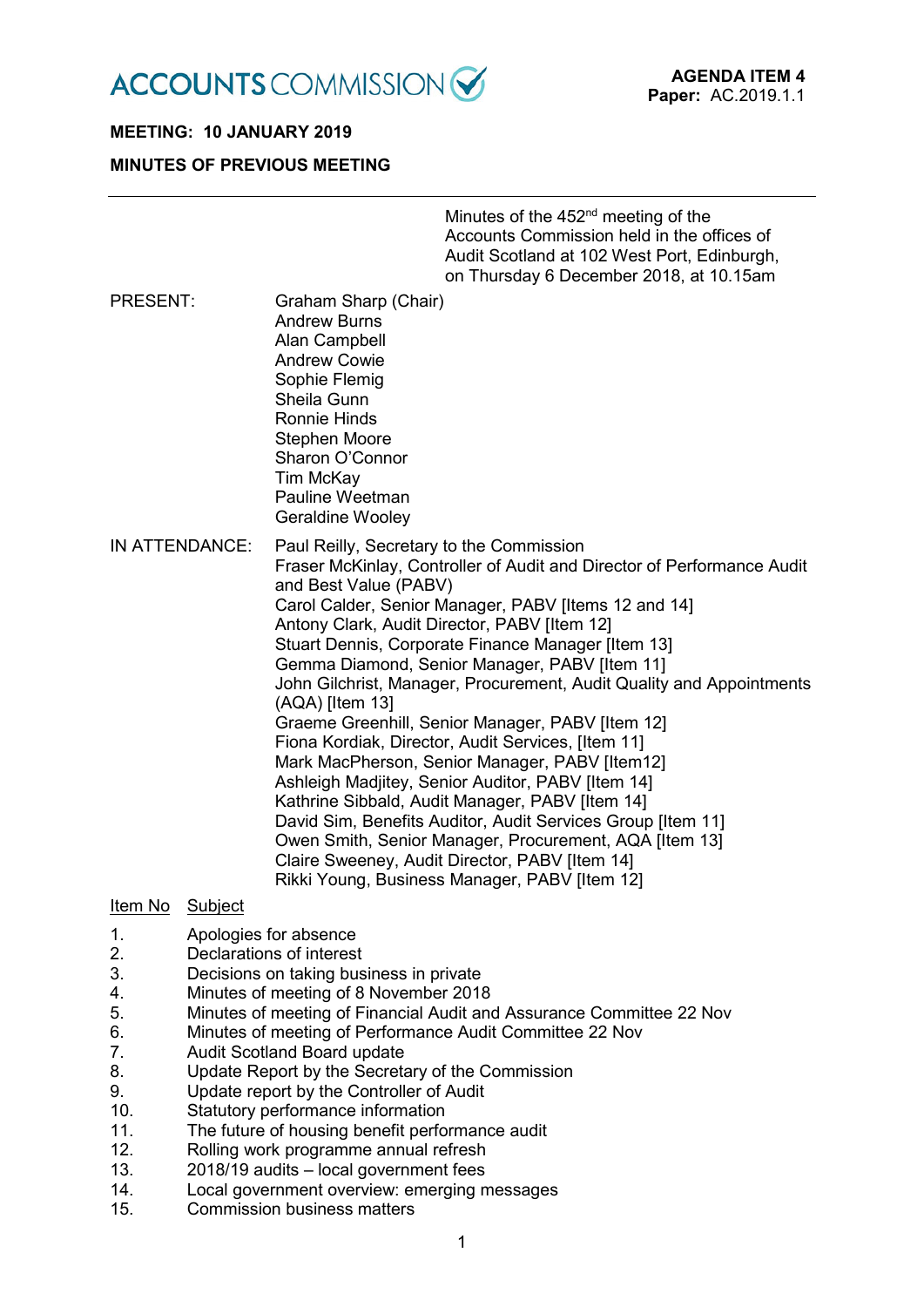**ACCOUNTS COMMISSION**

**AGENDA ITEM 4**
**Paper:** AC.2019.1.1

**MEETING: 10 JANUARY 2019**

**MINUTES OF PREVIOUS MEETING**

---

Minutes of the 452nd meeting of the Accounts Commission held in the offices of Audit Scotland at 102 West Port, Edinburgh, on Thursday 6 December 2018, at 10.15am

PRESENT:

Graham Sharp (Chair)
Andrew Burns
Alan Campbell
Andrew Cowie
Sophie Flemig
Sheila Gunn
Ronnie Hinds
Stephen Moore
Sharon O'Connor
Tim McKay
Pauline Weetman
Geraldine Wooley

IN ATTENDANCE:

Paul Reilly, Secretary to the Commission
Fraser McKinlay, Controller of Audit and Director of Performance Audit and Best Value (PABV)
Carol Calder, Senior Manager, PABV [Items 12 and 14]
Antony Clark, Audit Director, PABV [Item 12]
Stuart Dennis, Corporate Finance Manager [Item 13]
Gemma Diamond, Senior Manager, PABV [Item 11]
John Gilchrist, Manager, Procurement, Audit Quality and Appointments (AQA) [Item 13]
Graeme Greenhill, Senior Manager, PABV [Item 12]
Fiona Kordiak, Director, Audit Services, [Item 11]
Mark MacPherson, Senior Manager, PABV [Item12]
Ashleigh Madjitey, Senior Auditor, PABV [Item 14]
Kathrine Sibbald, Audit Manager, PABV [Item 14]
David Sim, Benefits Auditor, Audit Services Group [Item 11]
Owen Smith, Senior Manager, Procurement, AQA [Item 13]
Claire Sweeney, Audit Director, PABV [Item 14]
Rikki Young, Business Manager, PABV [Item 12]

| Item No | Subject |
|---|---|
| 1. | Apologies for absence |
| 2. | Declarations of interest |
| 3. | Decisions on taking business in private |
| 4. | Minutes of meeting of 8 November 2018 |
| 5. | Minutes of meeting of Financial Audit and Assurance Committee 22 Nov |
| 6. | Minutes of meeting of Performance Audit Committee 22 Nov |
| 7. | Audit Scotland Board update |
| 8. | Update Report by the Secretary of the Commission |
| 9. | Update report by the Controller of Audit |
| 10. | Statutory performance information |
| 11. | The future of housing benefit performance audit |
| 12. | Rolling work programme annual refresh |
| 13. | 2018/19 audits – local government fees |
| 14. | Local government overview: emerging messages |
| 15. | Commission business matters |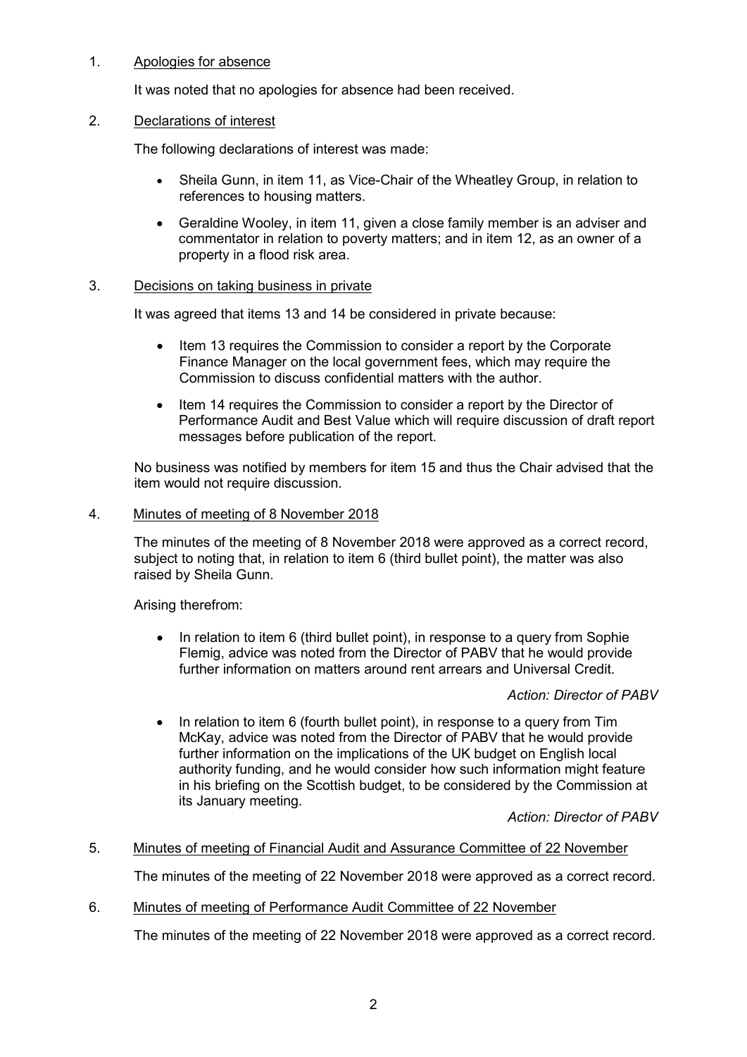1. Apologies for absence

It was noted that no apologies for absence had been received.

2. Declarations of interest

The following declarations of interest was made:

- Sheila Gunn, in item 11, as Vice-Chair of the Wheatley Group, in relation to references to housing matters.
- Geraldine Wooley, in item 11, given a close family member is an adviser and commentator in relation to poverty matters; and in item 12, as an owner of a property in a flood risk area.

3. Decisions on taking business in private

It was agreed that items 13 and 14 be considered in private because:

- Item 13 requires the Commission to consider a report by the Corporate Finance Manager on the local government fees, which may require the Commission to discuss confidential matters with the author.
- Item 14 requires the Commission to consider a report by the Director of Performance Audit and Best Value which will require discussion of draft report messages before publication of the report.

No business was notified by members for item 15 and thus the Chair advised that the item would not require discussion.

4. Minutes of meeting of 8 November 2018

The minutes of the meeting of 8 November 2018 were approved as a correct record, subject to noting that, in relation to item 6 (third bullet point), the matter was also raised by Sheila Gunn.

Arising therefrom:

- In relation to item 6 (third bullet point), in response to a query from Sophie Flemig, advice was noted from the Director of PABV that he would provide further information on matters around rent arrears and Universal Credit.

  *Action: Director of PABV*

- In relation to item 6 (fourth bullet point), in response to a query from Tim McKay, advice was noted from the Director of PABV that he would provide further information on the implications of the UK budget on English local authority funding, and he would consider how such information might feature in his briefing on the Scottish budget, to be considered by the Commission at its January meeting.

  *Action: Director of PABV*

5. Minutes of meeting of Financial Audit and Assurance Committee of 22 November

The minutes of the meeting of 22 November 2018 were approved as a correct record.

6. Minutes of meeting of Performance Audit Committee of 22 November

The minutes of the meeting of 22 November 2018 were approved as a correct record.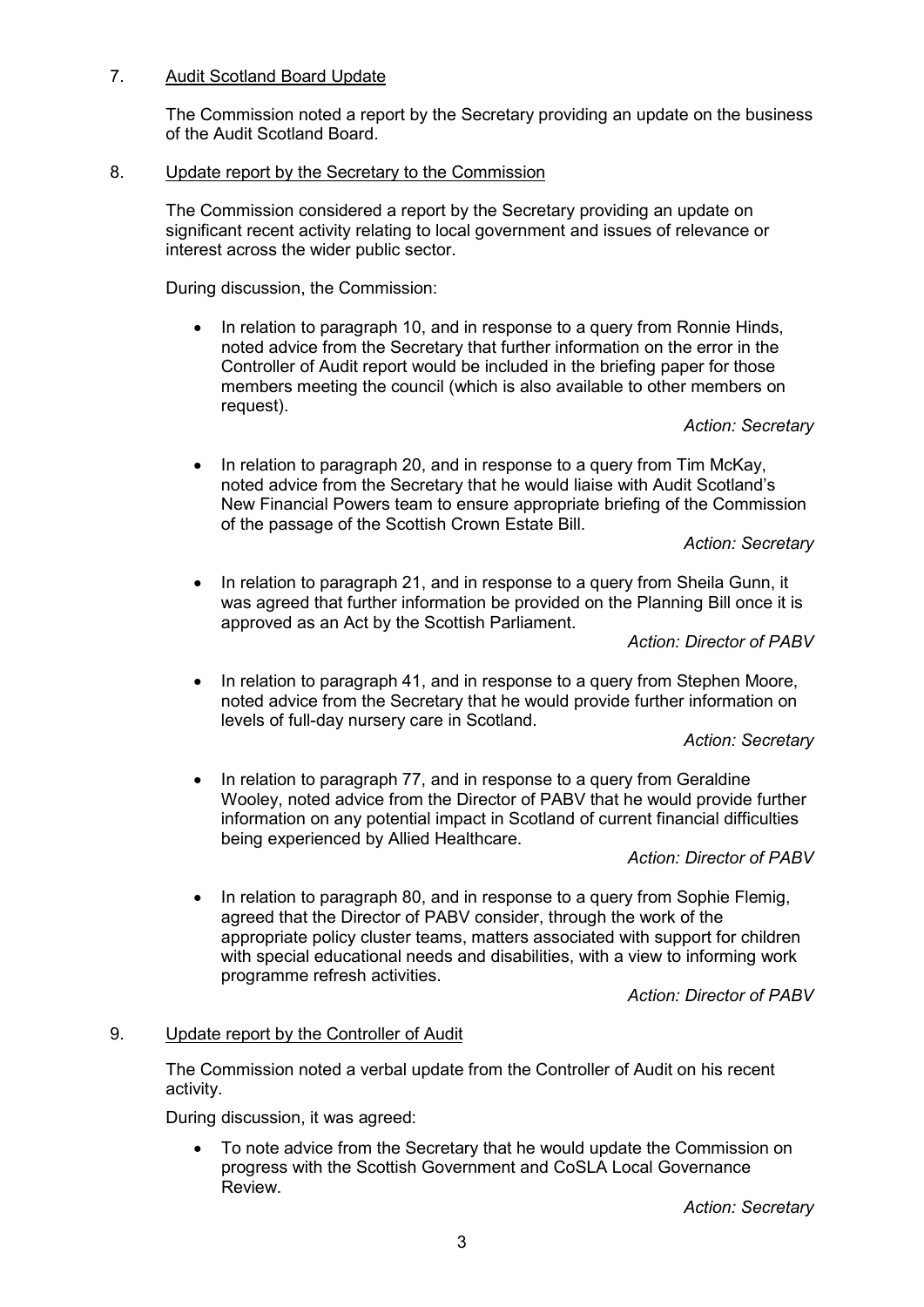7. <u>Audit Scotland Board Update</u>

The Commission noted a report by the Secretary providing an update on the business of the Audit Scotland Board.

8. <u>Update report by the Secretary to the Commission</u>

The Commission considered a report by the Secretary providing an update on significant recent activity relating to local government and issues of relevance or interest across the wider public sector.

During discussion, the Commission:

- In relation to paragraph 10, and in response to a query from Ronnie Hinds, noted advice from the Secretary that further information on the error in the Controller of Audit report would be included in the briefing paper for those members meeting the council (which is also available to other members on request).

  *Action: Secretary*

- In relation to paragraph 20, and in response to a query from Tim McKay, noted advice from the Secretary that he would liaise with Audit Scotland's New Financial Powers team to ensure appropriate briefing of the Commission of the passage of the Scottish Crown Estate Bill.

  *Action: Secretary*

- In relation to paragraph 21, and in response to a query from Sheila Gunn, it was agreed that further information be provided on the Planning Bill once it is approved as an Act by the Scottish Parliament.

  *Action: Director of PABV*

- In relation to paragraph 41, and in response to a query from Stephen Moore, noted advice from the Secretary that he would provide further information on levels of full-day nursery care in Scotland.

  *Action: Secretary*

- In relation to paragraph 77, and in response to a query from Geraldine Wooley, noted advice from the Director of PABV that he would provide further information on any potential impact in Scotland of current financial difficulties being experienced by Allied Healthcare.

  *Action: Director of PABV*

- In relation to paragraph 80, and in response to a query from Sophie Flemig, agreed that the Director of PABV consider, through the work of the appropriate policy cluster teams, matters associated with support for children with special educational needs and disabilities, with a view to informing work programme refresh activities.

  *Action: Director of PABV*

9. <u>Update report by the Controller of Audit</u>

The Commission noted a verbal update from the Controller of Audit on his recent activity.

During discussion, it was agreed:

- To note advice from the Secretary that he would update the Commission on progress with the Scottish Government and CoSLA Local Governance Review.

  *Action: Secretary*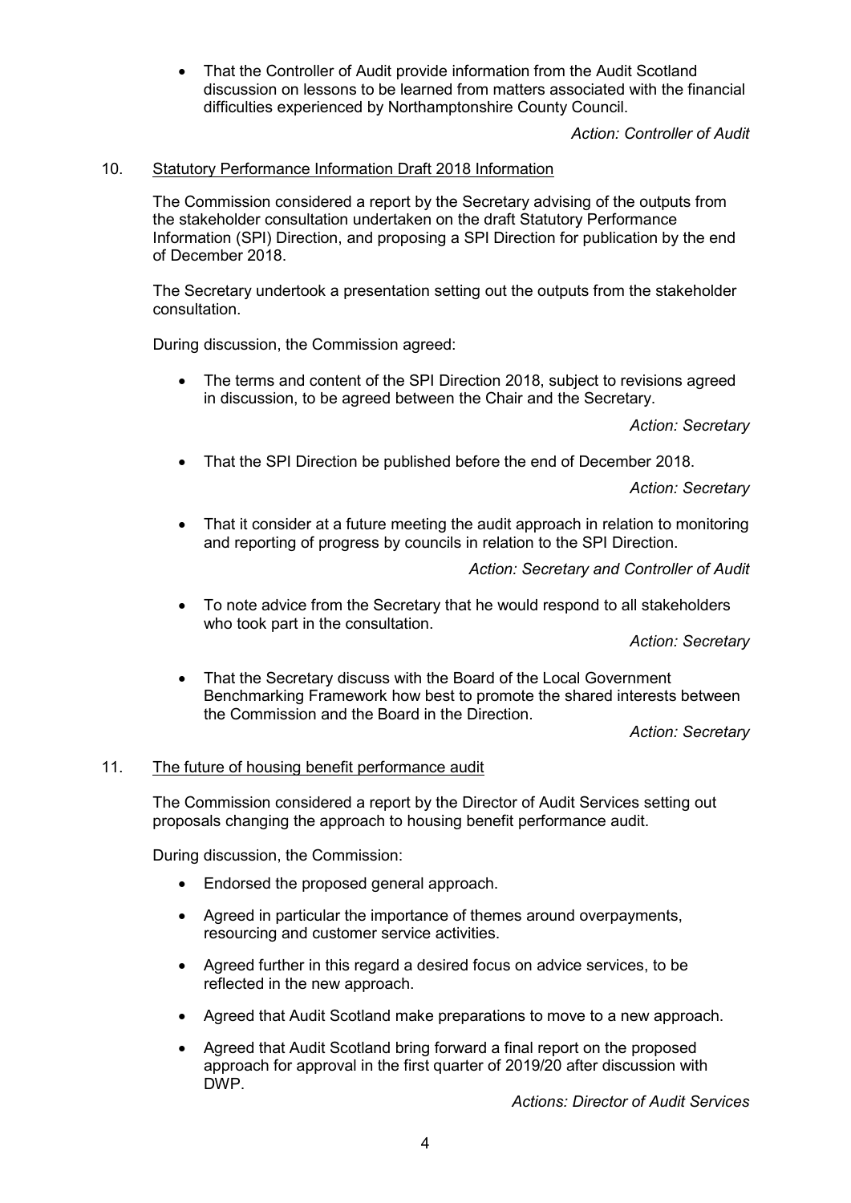- That the Controller of Audit provide information from the Audit Scotland discussion on lessons to be learned from matters associated with the financial difficulties experienced by Northamptonshire County Council.

  *Action: Controller of Audit*

10. Statutory Performance Information Draft 2018 Information

The Commission considered a report by the Secretary advising of the outputs from the stakeholder consultation undertaken on the draft Statutory Performance Information (SPI) Direction, and proposing a SPI Direction for publication by the end of December 2018.

The Secretary undertook a presentation setting out the outputs from the stakeholder consultation.

During discussion, the Commission agreed:

- The terms and content of the SPI Direction 2018, subject to revisions agreed in discussion, to be agreed between the Chair and the Secretary.

  *Action: Secretary*

- That the SPI Direction be published before the end of December 2018.

  *Action: Secretary*

- That it consider at a future meeting the audit approach in relation to monitoring and reporting of progress by councils in relation to the SPI Direction.

  *Action: Secretary and Controller of Audit*

- To note advice from the Secretary that he would respond to all stakeholders who took part in the consultation.

  *Action: Secretary*

- That the Secretary discuss with the Board of the Local Government Benchmarking Framework how best to promote the shared interests between the Commission and the Board in the Direction.

  *Action: Secretary*

11. The future of housing benefit performance audit

The Commission considered a report by the Director of Audit Services setting out proposals changing the approach to housing benefit performance audit.

During discussion, the Commission:

- Endorsed the proposed general approach.
- Agreed in particular the importance of themes around overpayments, resourcing and customer service activities.
- Agreed further in this regard a desired focus on advice services, to be reflected in the new approach.
- Agreed that Audit Scotland make preparations to move to a new approach.
- Agreed that Audit Scotland bring forward a final report on the proposed approach for approval in the first quarter of 2019/20 after discussion with DWP.

  *Actions: Director of Audit Services*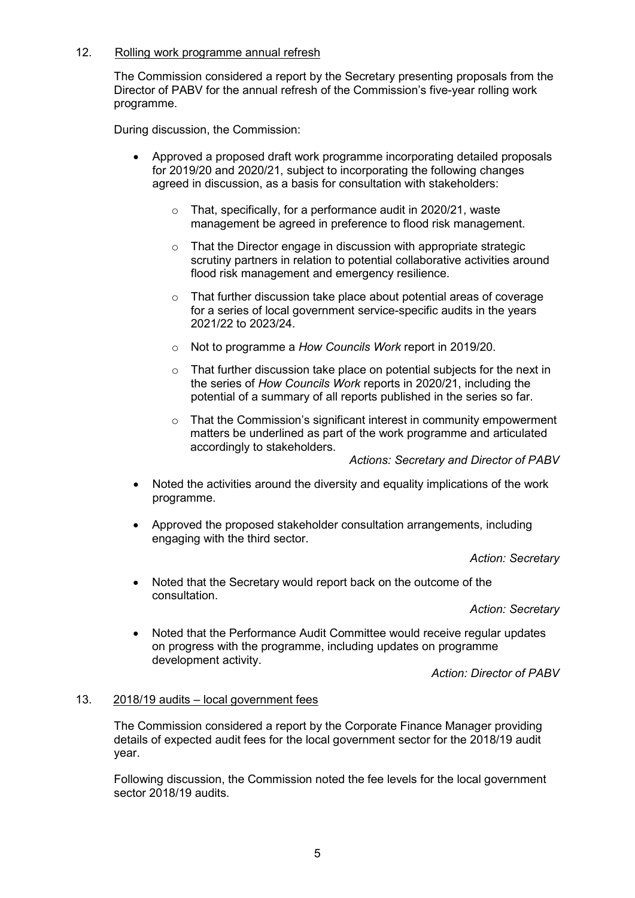## 12. Rolling work programme annual refresh

The Commission considered a report by the Secretary presenting proposals from the Director of PABV for the annual refresh of the Commission's five-year rolling work programme.

During discussion, the Commission:

- Approved a proposed draft work programme incorporating detailed proposals for 2019/20 and 2020/21, subject to incorporating the following changes agreed in discussion, as a basis for consultation with stakeholders:
  - That, specifically, for a performance audit in 2020/21, waste management be agreed in preference to flood risk management.
  - That the Director engage in discussion with appropriate strategic scrutiny partners in relation to potential collaborative activities around flood risk management and emergency resilience.
  - That further discussion take place about potential areas of coverage for a series of local government service-specific audits in the years 2021/22 to 2023/24.
  - Not to programme a *How Councils Work* report in 2019/20.
  - That further discussion take place on potential subjects for the next in the series of *How Councils Work* reports in 2020/21, including the potential of a summary of all reports published in the series so far.
  - That the Commission's significant interest in community empowerment matters be underlined as part of the work programme and articulated accordingly to stakeholders.

  *Actions: Secretary and Director of PABV*

- Noted the activities around the diversity and equality implications of the work programme.
- Approved the proposed stakeholder consultation arrangements, including engaging with the third sector.

  *Action: Secretary*

- Noted that the Secretary would report back on the outcome of the consultation.

  *Action: Secretary*

- Noted that the Performance Audit Committee would receive regular updates on progress with the programme, including updates on programme development activity.

  *Action: Director of PABV*

## 13. 2018/19 audits – local government fees

The Commission considered a report by the Corporate Finance Manager providing details of expected audit fees for the local government sector for the 2018/19 audit year.

Following discussion, the Commission noted the fee levels for the local government sector 2018/19 audits.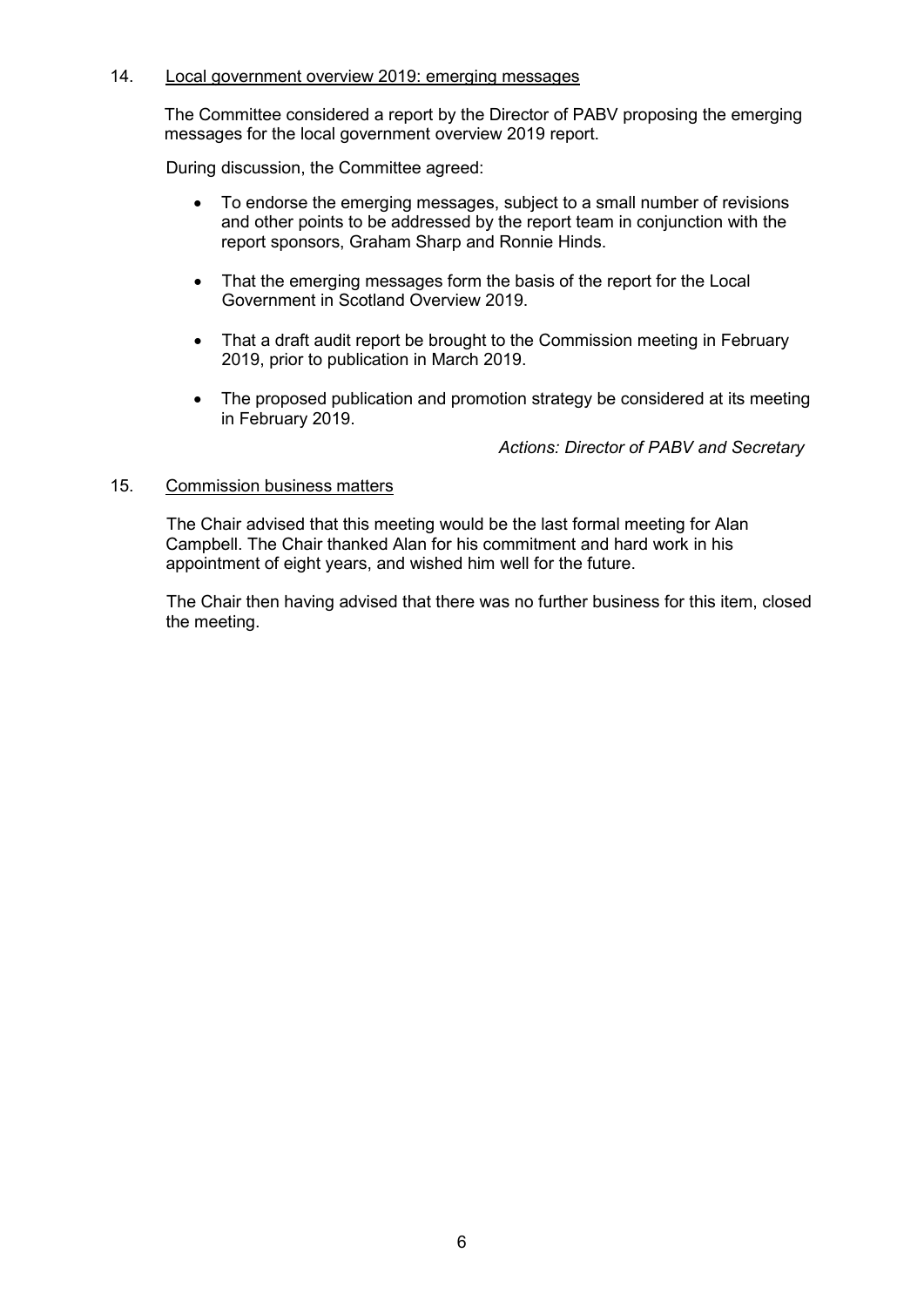14. Local government overview 2019: emerging messages

The Committee considered a report by the Director of PABV proposing the emerging messages for the local government overview 2019 report.

During discussion, the Committee agreed:

- To endorse the emerging messages, subject to a small number of revisions and other points to be addressed by the report team in conjunction with the report sponsors, Graham Sharp and Ronnie Hinds.
- That the emerging messages form the basis of the report for the Local Government in Scotland Overview 2019.
- That a draft audit report be brought to the Commission meeting in February 2019, prior to publication in March 2019.
- The proposed publication and promotion strategy be considered at its meeting in February 2019.

*Actions: Director of PABV and Secretary*

15. Commission business matters

The Chair advised that this meeting would be the last formal meeting for Alan Campbell. The Chair thanked Alan for his commitment and hard work in his appointment of eight years, and wished him well for the future.

The Chair then having advised that there was no further business for this item, closed the meeting.